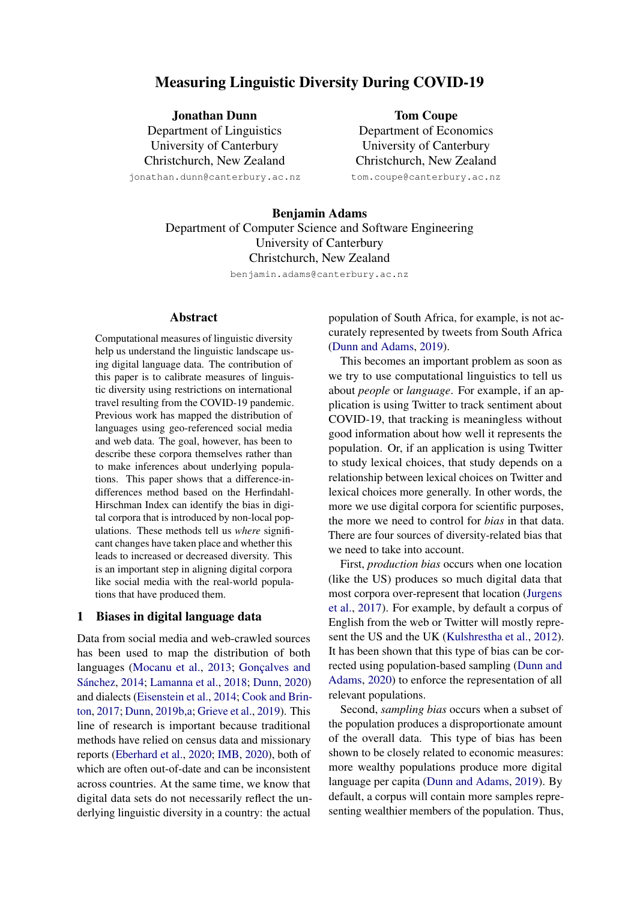# Measuring Linguistic Diversity During COVID-19

**Jonathan Dunn**
Department of Linguistics
University of Canterbury
Christchurch, New Zealand
jonathan.dunn@canterbury.ac.nz

**Tom Coupe**
Department of Economics
University of Canterbury
Christchurch, New Zealand
tom.coupe@canterbury.ac.nz

**Benjamin Adams**
Department of Computer Science and Software Engineering
University of Canterbury
Christchurch, New Zealand
benjamin.adams@canterbury.ac.nz

## Abstract

Computational measures of linguistic diversity help us understand the linguistic landscape using digital language data. The contribution of this paper is to calibrate measures of linguistic diversity using restrictions on international travel resulting from the COVID-19 pandemic. Previous work has mapped the distribution of languages using geo-referenced social media and web data. The goal, however, has been to describe these corpora themselves rather than to make inferences about underlying populations. This paper shows that a difference-in-differences method based on the Herfindahl-Hirschman Index can identify the bias in digital corpora that is introduced by non-local populations. These methods tell us *where* significant changes have taken place and whether this leads to increased or decreased diversity. This is an important step in aligning digital corpora like social media with the real-world populations that have produced them.

## 1 Biases in digital language data

Data from social media and web-crawled sources has been used to map the distribution of both languages (Mocanu et al., 2013; Gonçalves and Sánchez, 2014; Lamanna et al., 2018; Dunn, 2020) and dialects (Eisenstein et al., 2014; Cook and Brinton, 2017; Dunn, 2019b,a; Grieve et al., 2019). This line of research is important because traditional methods have relied on census data and missionary reports (Eberhard et al., 2020; IMB, 2020), both of which are often out-of-date and can be inconsistent across countries. At the same time, we know that digital data sets do not necessarily reflect the underlying linguistic diversity in a country: the actual population of South Africa, for example, is not accurately represented by tweets from South Africa (Dunn and Adams, 2019).

This becomes an important problem as soon as we try to use computational linguistics to tell us about *people* or *language*. For example, if an application is using Twitter to track sentiment about COVID-19, that tracking is meaningless without good information about how well it represents the population. Or, if an application is using Twitter to study lexical choices, that study depends on a relationship between lexical choices on Twitter and lexical choices more generally. In other words, the more we use digital corpora for scientific purposes, the more we need to control for *bias* in that data. There are four sources of diversity-related bias that we need to take into account.

First, *production bias* occurs when one location (like the US) produces so much digital data that most corpora over-represent that location (Jurgens et al., 2017). For example, by default a corpus of English from the web or Twitter will mostly represent the US and the UK (Kulshrestha et al., 2012). It has been shown that this type of bias can be corrected using population-based sampling (Dunn and Adams, 2020) to enforce the representation of all relevant populations.

Second, *sampling bias* occurs when a subset of the population produces a disproportionate amount of the overall data. This type of bias has been shown to be closely related to economic measures: more wealthy populations produce more digital language per capita (Dunn and Adams, 2019). By default, a corpus will contain more samples representing wealthier members of the population. Thus,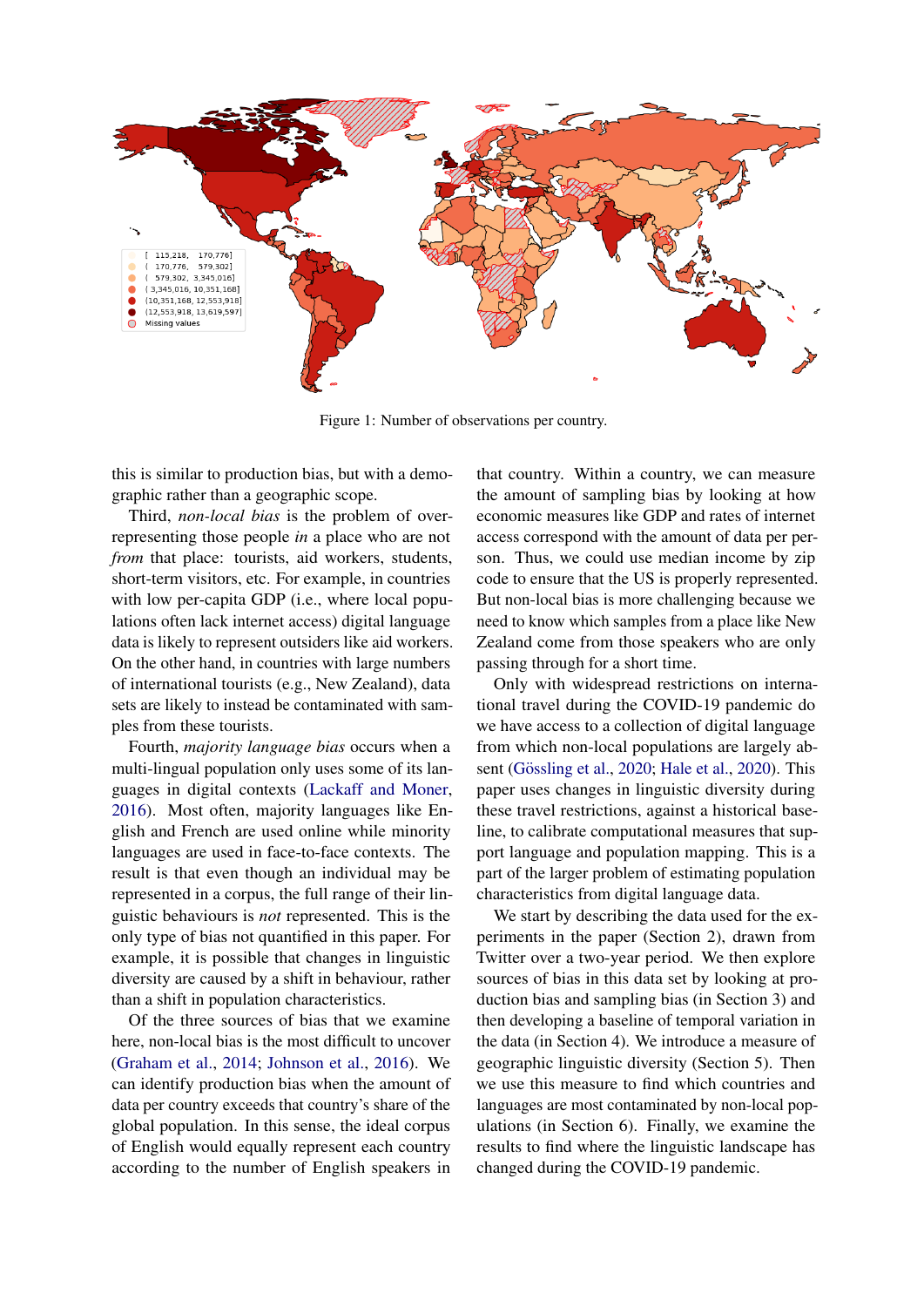Figure 1: Number of observations per country.

this is similar to production bias, but with a demographic rather than a geographic scope.

Third, *non-local bias* is the problem of over-representing those people *in* a place who are not *from* that place: tourists, aid workers, students, short-term visitors, etc. For example, in countries with low per-capita GDP (i.e., where local populations often lack internet access) digital language data is likely to represent outsiders like aid workers. On the other hand, in countries with large numbers of international tourists (e.g., New Zealand), data sets are likely to instead be contaminated with samples from these tourists.

Fourth, *majority language bias* occurs when a multi-lingual population only uses some of its languages in digital contexts (Lackaff and Moner, 2016). Most often, majority languages like English and French are used online while minority languages are used in face-to-face contexts. The result is that even though an individual may be represented in a corpus, the full range of their linguistic behaviours is *not* represented. This is the only type of bias not quantified in this paper. For example, it is possible that changes in linguistic diversity are caused by a shift in behaviour, rather than a shift in population characteristics.

Of the three sources of bias that we examine here, non-local bias is the most difficult to uncover (Graham et al., 2014; Johnson et al., 2016). We can identify production bias when the amount of data per country exceeds that country's share of the global population. In this sense, the ideal corpus of English would equally represent each country according to the number of English speakers in that country. Within a country, we can measure the amount of sampling bias by looking at how economic measures like GDP and rates of internet access correspond with the amount of data per person. Thus, we could use median income by zip code to ensure that the US is properly represented. But non-local bias is more challenging because we need to know which samples from a place like New Zealand come from those speakers who are only passing through for a short time.

Only with widespread restrictions on international travel during the COVID-19 pandemic do we have access to a collection of digital language from which non-local populations are largely absent (Gössling et al., 2020; Hale et al., 2020). This paper uses changes in linguistic diversity during these travel restrictions, against a historical baseline, to calibrate computational measures that support language and population mapping. This is a part of the larger problem of estimating population characteristics from digital language data.

We start by describing the data used for the experiments in the paper (Section 2), drawn from Twitter over a two-year period. We then explore sources of bias in this data set by looking at production bias and sampling bias (in Section 3) and then developing a baseline of temporal variation in the data (in Section 4). We introduce a measure of geographic linguistic diversity (Section 5). Then we use this measure to find which countries and languages are most contaminated by non-local populations (in Section 6). Finally, we examine the results to find where the linguistic landscape has changed during the COVID-19 pandemic.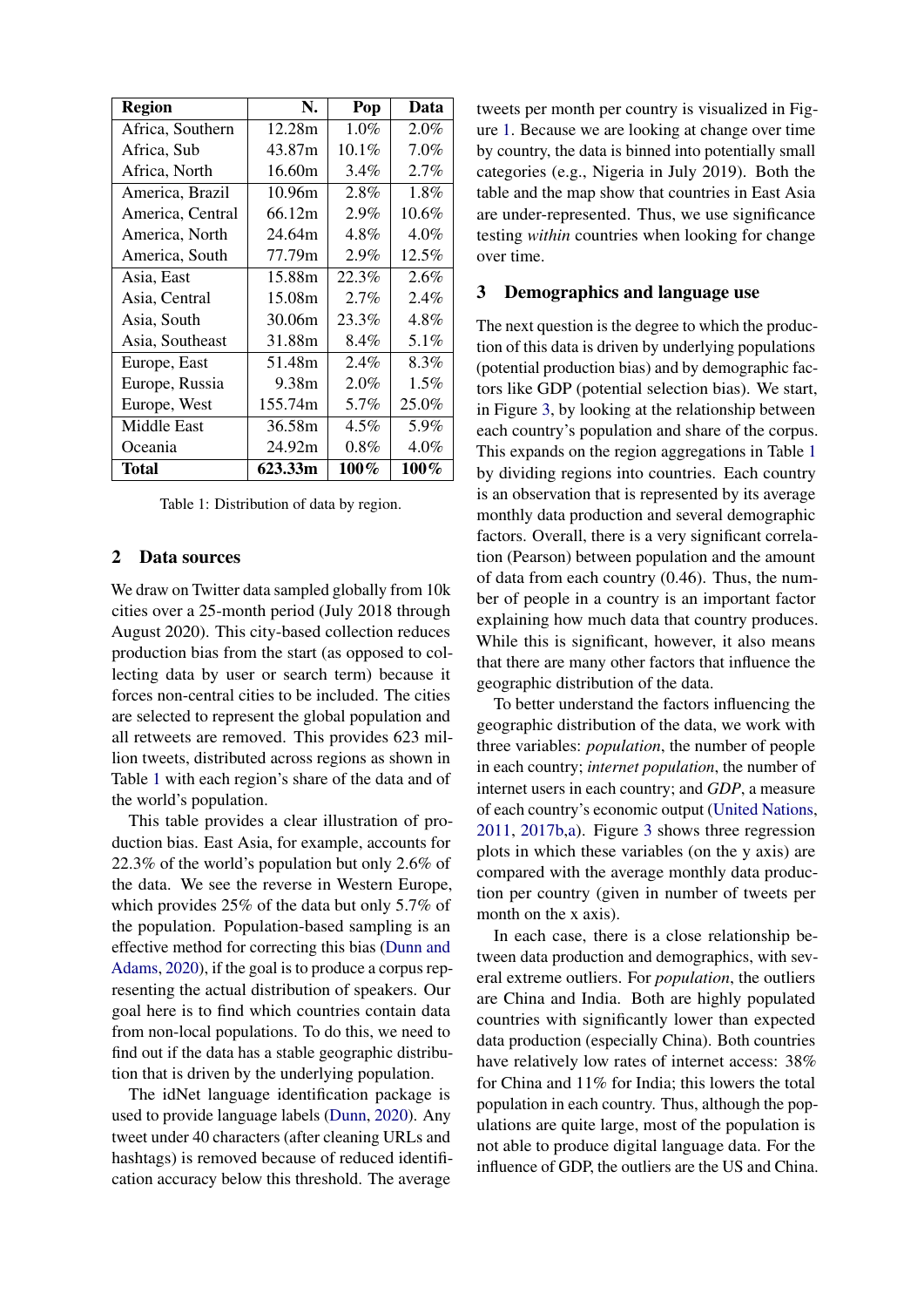| Region | N. | Pop | Data |
|---|---|---|---|
| Africa, Southern | 12.28m | 1.0% | 2.0% |
| Africa, Sub | 43.87m | 10.1% | 7.0% |
| Africa, North | 16.60m | 3.4% | 2.7% |
| America, Brazil | 10.96m | 2.8% | 1.8% |
| America, Central | 66.12m | 2.9% | 10.6% |
| America, North | 24.64m | 4.8% | 4.0% |
| America, South | 77.79m | 2.9% | 12.5% |
| Asia, East | 15.88m | 22.3% | 2.6% |
| Asia, Central | 15.08m | 2.7% | 2.4% |
| Asia, South | 30.06m | 23.3% | 4.8% |
| Asia, Southeast | 31.88m | 8.4% | 5.1% |
| Europe, East | 51.48m | 2.4% | 8.3% |
| Europe, Russia | 9.38m | 2.0% | 1.5% |
| Europe, West | 155.74m | 5.7% | 25.0% |
| Middle East | 36.58m | 4.5% | 5.9% |
| Oceania | 24.92m | 0.8% | 4.0% |
| **Total** | **623.33m** | **100%** | **100%** |

Table 1: Distribution of data by region.

## 2 Data sources

We draw on Twitter data sampled globally from 10k cities over a 25-month period (July 2018 through August 2020). This city-based collection reduces production bias from the start (as opposed to collecting data by user or search term) because it forces non-central cities to be included. The cities are selected to represent the global population and all retweets are removed. This provides 623 million tweets, distributed across regions as shown in Table 1 with each region's share of the data and of the world's population.

This table provides a clear illustration of production bias. East Asia, for example, accounts for 22.3% of the world's population but only 2.6% of the data. We see the reverse in Western Europe, which provides 25% of the data but only 5.7% of the population. Population-based sampling is an effective method for correcting this bias (Dunn and Adams, 2020), if the goal is to produce a corpus representing the actual distribution of speakers. Our goal here is to find which countries contain data from non-local populations. To do this, we need to find out if the data has a stable geographic distribution that is driven by the underlying population.

The idNet language identification package is used to provide language labels (Dunn, 2020). Any tweet under 40 characters (after cleaning URLs and hashtags) is removed because of reduced identification accuracy below this threshold. The average tweets per month per country is visualized in Figure 1. Because we are looking at change over time by country, the data is binned into potentially small categories (e.g., Nigeria in July 2019). Both the table and the map show that countries in East Asia are under-represented. Thus, we use significance testing *within* countries when looking for change over time.

## 3 Demographics and language use

The next question is the degree to which the production of this data is driven by underlying populations (potential production bias) and by demographic factors like GDP (potential selection bias). We start, in Figure 3, by looking at the relationship between each country's population and share of the corpus. This expands on the region aggregations in Table 1 by dividing regions into countries. Each country is an observation that is represented by its average monthly data production and several demographic factors. Overall, there is a very significant correlation (Pearson) between population and the amount of data from each country (0.46). Thus, the number of people in a country is an important factor explaining how much data that country produces. While this is significant, however, it also means that there are many other factors that influence the geographic distribution of the data.

To better understand the factors influencing the geographic distribution of the data, we work with three variables: *population*, the number of people in each country; *internet population*, the number of internet users in each country; and *GDP*, a measure of each country's economic output (United Nations, 2011, 2017b,a). Figure 3 shows three regression plots in which these variables (on the y axis) are compared with the average monthly data production per country (given in number of tweets per month on the x axis).

In each case, there is a close relationship between data production and demographics, with several extreme outliers. For *population*, the outliers are China and India. Both are highly populated countries with significantly lower than expected data production (especially China). Both countries have relatively low rates of internet access: 38% for China and 11% for India; this lowers the total population in each country. Thus, although the populations are quite large, most of the population is not able to produce digital language data. For the influence of GDP, the outliers are the US and China.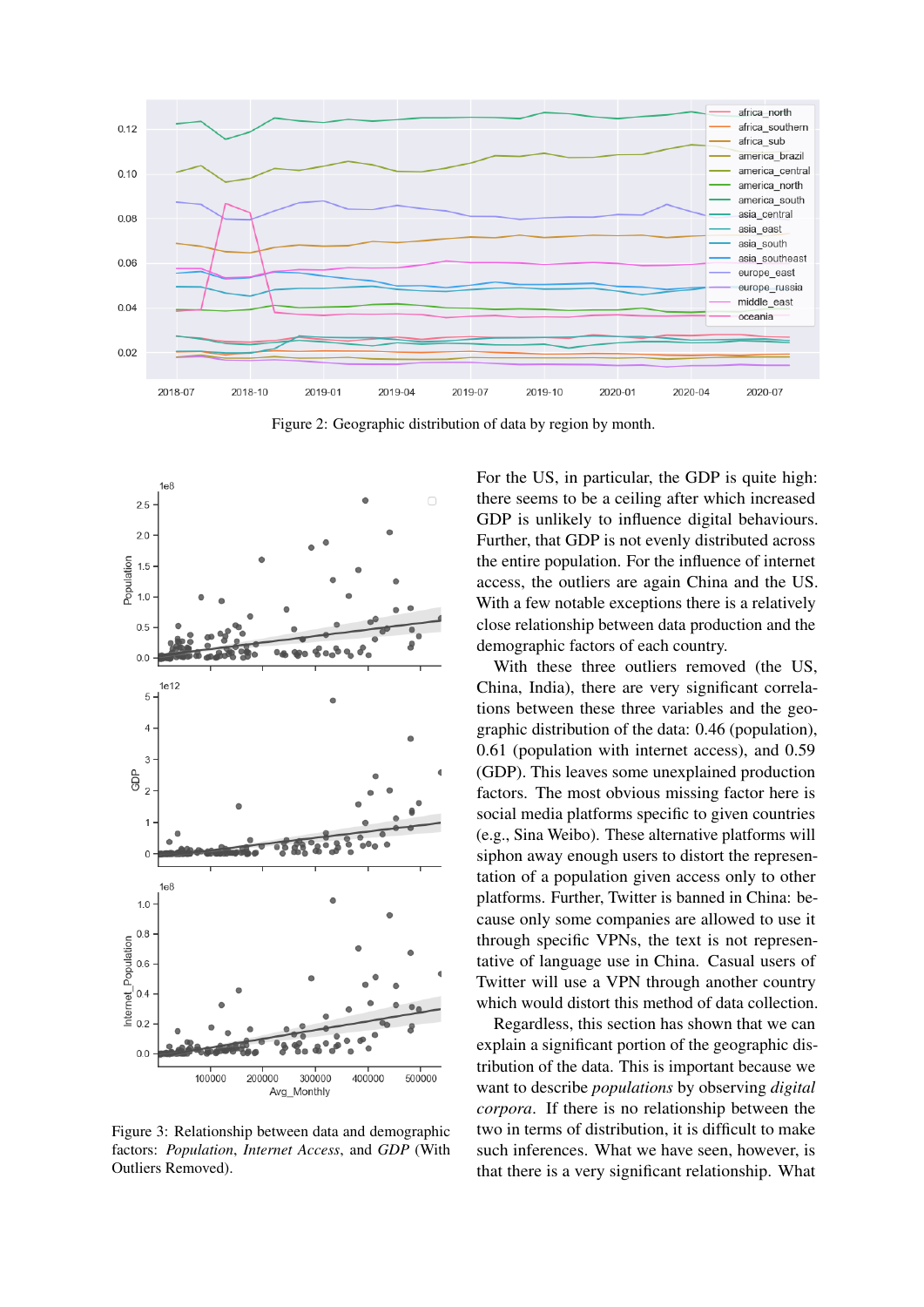Figure 2: Geographic distribution of data by region by month.

Figure 3: Relationship between data and demographic factors: *Population*, *Internet Access*, and *GDP* (With Outliers Removed).

For the US, in particular, the GDP is quite high: there seems to be a ceiling after which increased GDP is unlikely to influence digital behaviours. Further, that GDP is not evenly distributed across the entire population. For the influence of internet access, the outliers are again China and the US. With a few notable exceptions there is a relatively close relationship between data production and the demographic factors of each country.

With these three outliers removed (the US, China, India), there are very significant correlations between these three variables and the geographic distribution of the data: 0.46 (population), 0.61 (population with internet access), and 0.59 (GDP). This leaves some unexplained production factors. The most obvious missing factor here is social media platforms specific to given countries (e.g., Sina Weibo). These alternative platforms will siphon away enough users to distort the representation of a population given access only to other platforms. Further, Twitter is banned in China: because only some companies are allowed to use it through specific VPNs, the text is not representative of language use in China. Casual users of Twitter will use a VPN through another country which would distort this method of data collection.

Regardless, this section has shown that we can explain a significant portion of the geographic distribution of the data. This is important because we want to describe *populations* by observing *digital corpora*. If there is no relationship between the two in terms of distribution, it is difficult to make such inferences. What we have seen, however, is that there is a very significant relationship. What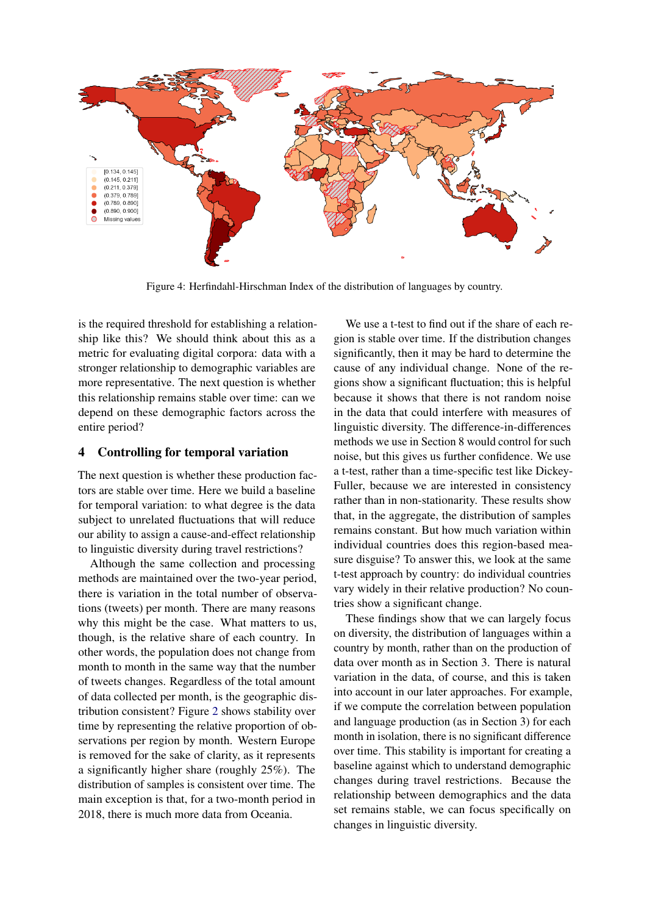Figure 4: Herfindahl-Hirschman Index of the distribution of languages by country.

is the required threshold for establishing a relationship like this? We should think about this as a metric for evaluating digital corpora: data with a stronger relationship to demographic variables are more representative. The next question is whether this relationship remains stable over time: can we depend on these demographic factors across the entire period?

## 4 Controlling for temporal variation

The next question is whether these production factors are stable over time. Here we build a baseline for temporal variation: to what degree is the data subject to unrelated fluctuations that will reduce our ability to assign a cause-and-effect relationship to linguistic diversity during travel restrictions?

Although the same collection and processing methods are maintained over the two-year period, there is variation in the total number of observations (tweets) per month. There are many reasons why this might be the case. What matters to us, though, is the relative share of each country. In other words, the population does not change from month to month in the same way that the number of tweets changes. Regardless of the total amount of data collected per month, is the geographic distribution consistent? Figure 2 shows stability over time by representing the relative proportion of observations per region by month. Western Europe is removed for the sake of clarity, as it represents a significantly higher share (roughly 25%). The distribution of samples is consistent over time. The main exception is that, for a two-month period in 2018, there is much more data from Oceania.

We use a t-test to find out if the share of each region is stable over time. If the distribution changes significantly, then it may be hard to determine the cause of any individual change. None of the regions show a significant fluctuation; this is helpful because it shows that there is not random noise in the data that could interfere with measures of linguistic diversity. The difference-in-differences methods we use in Section 8 would control for such noise, but this gives us further confidence. We use a t-test, rather than a time-specific test like Dickey-Fuller, because we are interested in consistency rather than in non-stationarity. These results show that, in the aggregate, the distribution of samples remains constant. But how much variation within individual countries does this region-based measure disguise? To answer this, we look at the same t-test approach by country: do individual countries vary widely in their relative production? No countries show a significant change.

These findings show that we can largely focus on diversity, the distribution of languages within a country by month, rather than on the production of data over month as in Section 3. There is natural variation in the data, of course, and this is taken into account in our later approaches. For example, if we compute the correlation between population and language production (as in Section 3) for each month in isolation, there is no significant difference over time. This stability is important for creating a baseline against which to understand demographic changes during travel restrictions. Because the relationship between demographics and the data set remains stable, we can focus specifically on changes in linguistic diversity.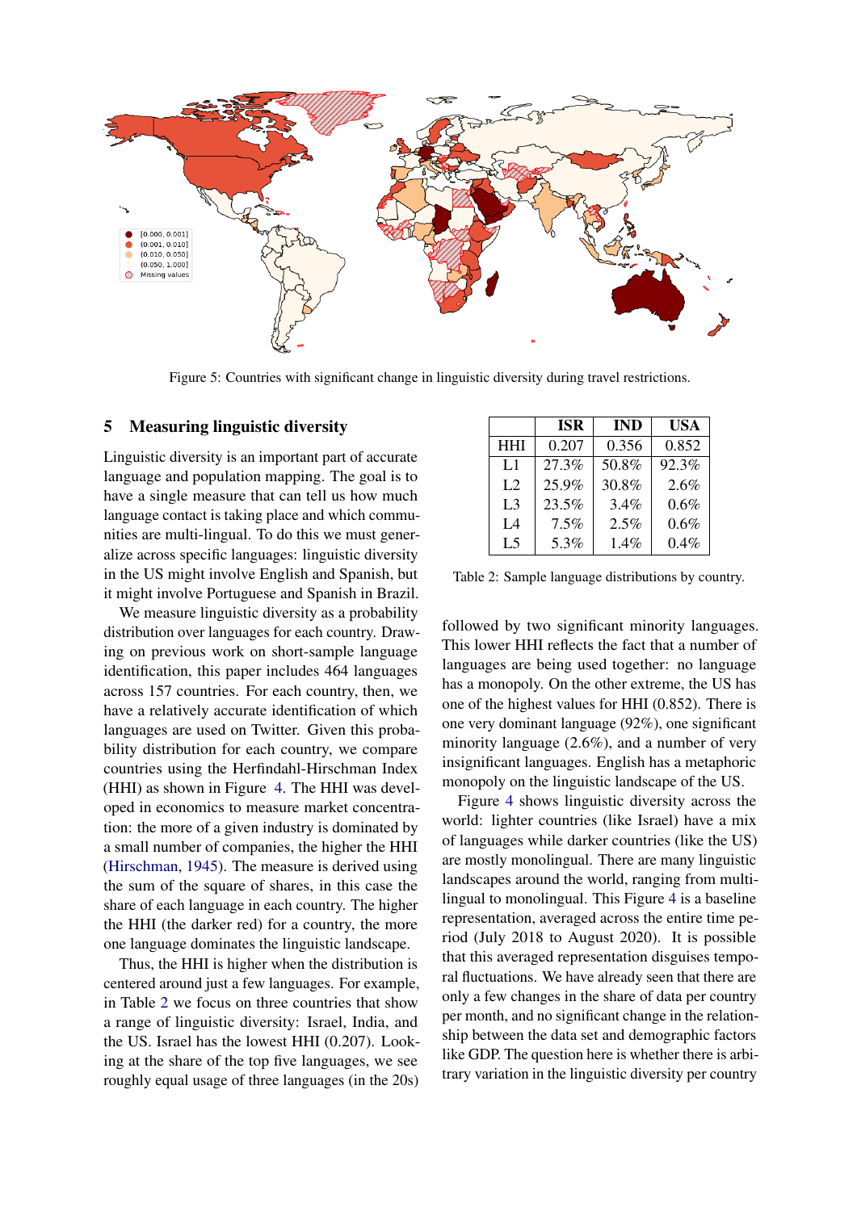Figure 5: Countries with significant change in linguistic diversity during travel restrictions.

## 5 Measuring linguistic diversity

Linguistic diversity is an important part of accurate language and population mapping. The goal is to have a single measure that can tell us how much language contact is taking place and which communities are multi-lingual. To do this we must generalize across specific languages: linguistic diversity in the US might involve English and Spanish, but it might involve Portuguese and Spanish in Brazil.

We measure linguistic diversity as a probability distribution over languages for each country. Drawing on previous work on short-sample language identification, this paper includes 464 languages across 157 countries. For each country, then, we have a relatively accurate identification of which languages are used on Twitter. Given this probability distribution for each country, we compare countries using the Herfindahl-Hirschman Index (HHI) as shown in Figure 4. The HHI was developed in economics to measure market concentration: the more of a given industry is dominated by a small number of companies, the higher the HHI (Hirschman, 1945). The measure is derived using the sum of the square of shares, in this case the share of each language in each country. The higher the HHI (the darker red) for a country, the more one language dominates the linguistic landscape.

Thus, the HHI is higher when the distribution is centered around just a few languages. For example, in Table 2 we focus on three countries that show a range of linguistic diversity: Israel, India, and the US. Israel has the lowest HHI (0.207). Looking at the share of the top five languages, we see roughly equal usage of three languages (in the 20s) followed by two significant minority languages. This lower HHI reflects the fact that a number of languages are being used together: no language has a monopoly. On the other extreme, the US has one of the highest values for HHI (0.852). There is one very dominant language (92%), one significant minority language (2.6%), and a number of very insignificant languages. English has a metaphoric monopoly on the linguistic landscape of the US.

|  | ISR | IND | USA |
|---|---|---|---|
| HHI | 0.207 | 0.356 | 0.852 |
| L1 | 27.3% | 50.8% | 92.3% |
| L2 | 25.9% | 30.8% | 2.6% |
| L3 | 23.5% | 3.4% | 0.6% |
| L4 | 7.5% | 2.5% | 0.6% |
| L5 | 5.3% | 1.4% | 0.4% |

Table 2: Sample language distributions by country.

Figure 4 shows linguistic diversity across the world: lighter countries (like Israel) have a mix of languages while darker countries (like the US) are mostly monolingual. There are many linguistic landscapes around the world, ranging from multilingual to monolingual. This Figure 4 is a baseline representation, averaged across the entire time period (July 2018 to August 2020). It is possible that this averaged representation disguises temporal fluctuations. We have already seen that there are only a few changes in the share of data per country per month, and no significant change in the relationship between the data set and demographic factors like GDP. The question here is whether there is arbitrary variation in the linguistic diversity per country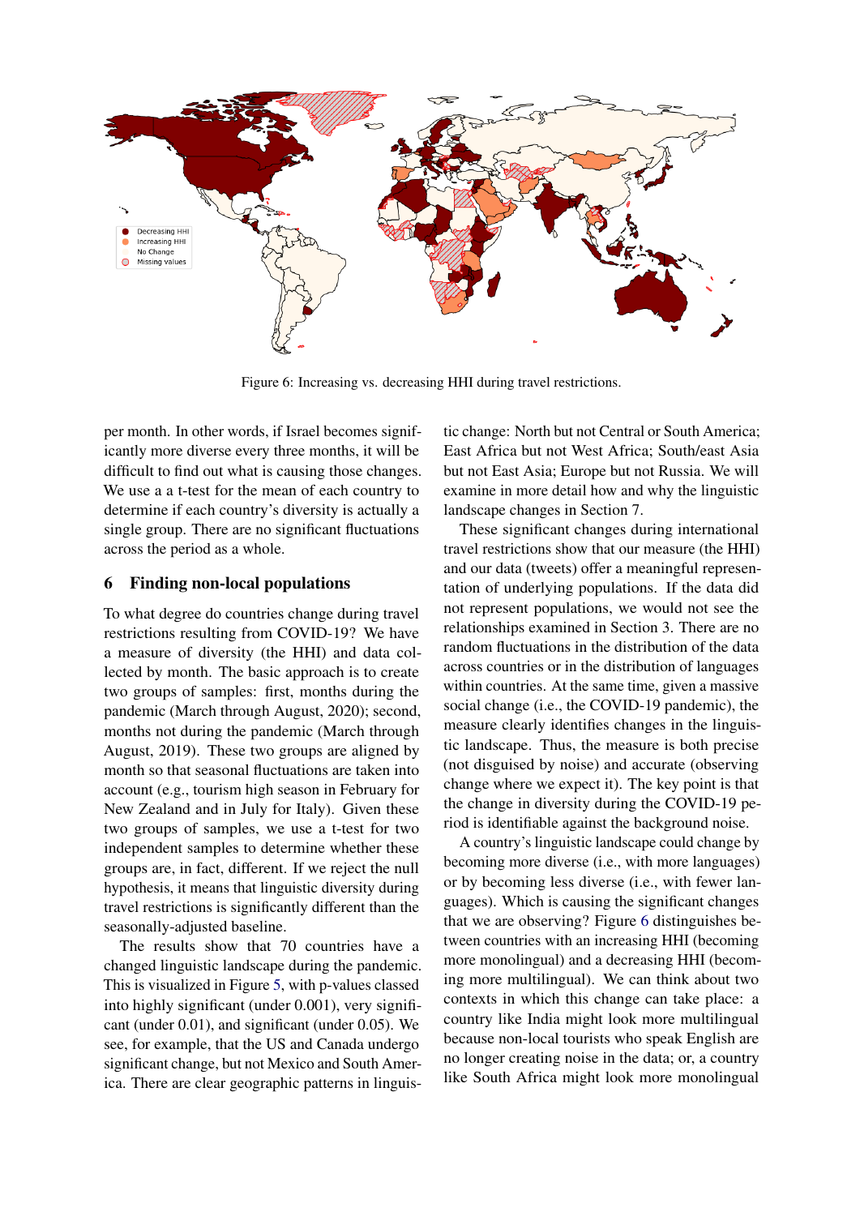Figure 6: Increasing vs. decreasing HHI during travel restrictions.

per month. In other words, if Israel becomes significantly more diverse every three months, it will be difficult to find out what is causing those changes. We use a a t-test for the mean of each country to determine if each country's diversity is actually a single group. There are no significant fluctuations across the period as a whole.

## 6 Finding non-local populations

To what degree do countries change during travel restrictions resulting from COVID-19? We have a measure of diversity (the HHI) and data collected by month. The basic approach is to create two groups of samples: first, months during the pandemic (March through August, 2020); second, months not during the pandemic (March through August, 2019). These two groups are aligned by month so that seasonal fluctuations are taken into account (e.g., tourism high season in February for New Zealand and in July for Italy). Given these two groups of samples, we use a t-test for two independent samples to determine whether these groups are, in fact, different. If we reject the null hypothesis, it means that linguistic diversity during travel restrictions is significantly different than the seasonally-adjusted baseline.

The results show that 70 countries have a changed linguistic landscape during the pandemic. This is visualized in Figure 5, with p-values classed into highly significant (under 0.001), very significant (under 0.01), and significant (under 0.05). We see, for example, that the US and Canada undergo significant change, but not Mexico and South America. There are clear geographic patterns in linguistic change: North but not Central or South America; East Africa but not West Africa; South/east Asia but not East Asia; Europe but not Russia. We will examine in more detail how and why the linguistic landscape changes in Section 7.

These significant changes during international travel restrictions show that our measure (the HHI) and our data (tweets) offer a meaningful representation of underlying populations. If the data did not represent populations, we would not see the relationships examined in Section 3. There are no random fluctuations in the distribution of the data across countries or in the distribution of languages within countries. At the same time, given a massive social change (i.e., the COVID-19 pandemic), the measure clearly identifies changes in the linguistic landscape. Thus, the measure is both precise (not disguised by noise) and accurate (observing change where we expect it). The key point is that the change in diversity during the COVID-19 period is identifiable against the background noise.

A country's linguistic landscape could change by becoming more diverse (i.e., with more languages) or by becoming less diverse (i.e., with fewer languages). Which is causing the significant changes that we are observing? Figure 6 distinguishes between countries with an increasing HHI (becoming more monolingual) and a decreasing HHI (becoming more multilingual). We can think about two contexts in which this change can take place: a country like India might look more multilingual because non-local tourists who speak English are no longer creating noise in the data; or, a country like South Africa might look more monolingual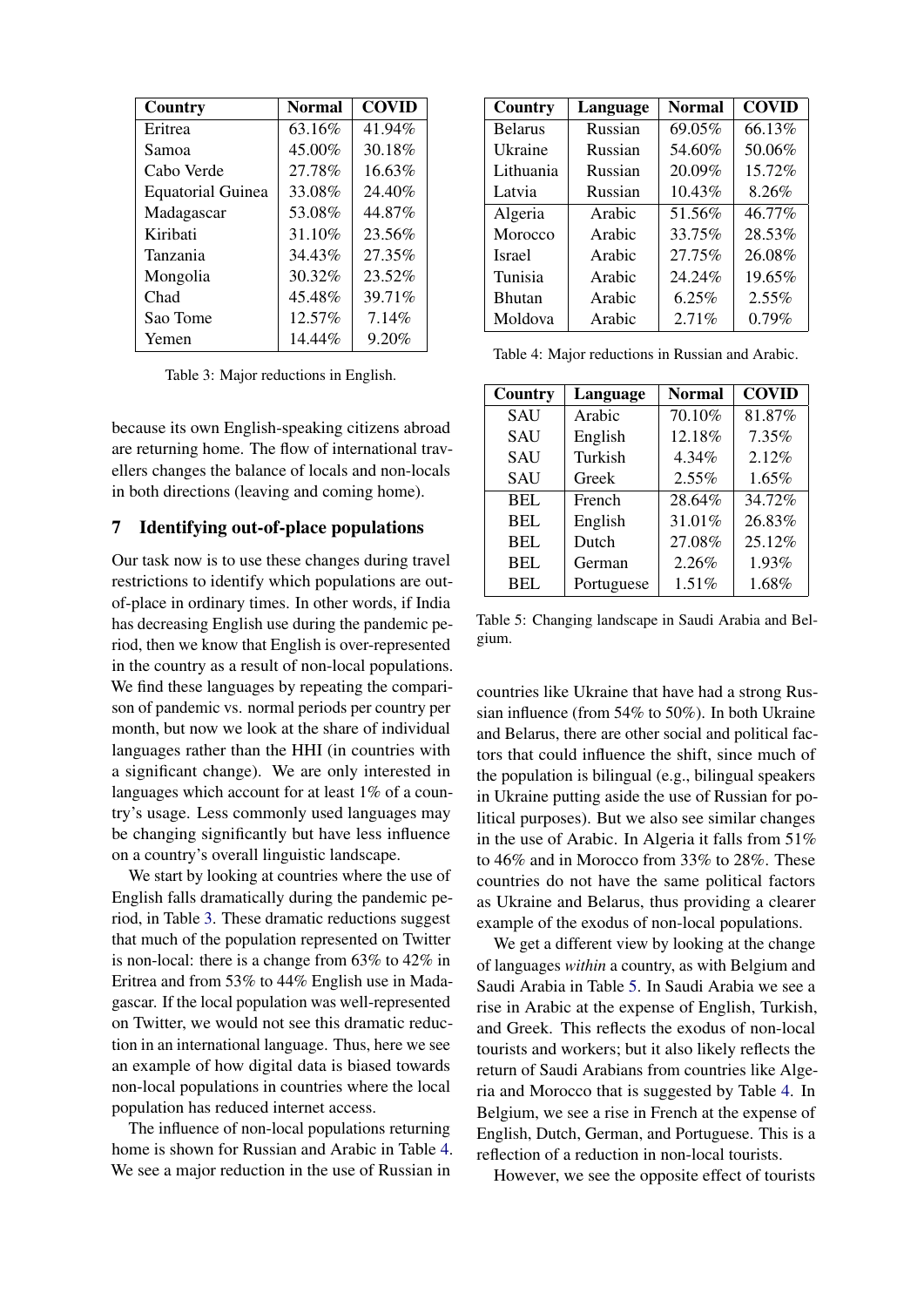| Country | Normal | COVID |
|---|---|---|
| Eritrea | 63.16% | 41.94% |
| Samoa | 45.00% | 30.18% |
| Cabo Verde | 27.78% | 16.63% |
| Equatorial Guinea | 33.08% | 24.40% |
| Madagascar | 53.08% | 44.87% |
| Kiribati | 31.10% | 23.56% |
| Tanzania | 34.43% | 27.35% |
| Mongolia | 30.32% | 23.52% |
| Chad | 45.48% | 39.71% |
| Sao Tome | 12.57% | 7.14% |
| Yemen | 14.44% | 9.20% |

Table 3: Major reductions in English.

because its own English-speaking citizens abroad are returning home. The flow of international travellers changes the balance of locals and non-locals in both directions (leaving and coming home).

## 7 Identifying out-of-place populations

Our task now is to use these changes during travel restrictions to identify which populations are out-of-place in ordinary times. In other words, if India has decreasing English use during the pandemic period, then we know that English is over-represented in the country as a result of non-local populations. We find these languages by repeating the comparison of pandemic vs. normal periods per country per month, but now we look at the share of individual languages rather than the HHI (in countries with a significant change). We are only interested in languages which account for at least 1% of a country's usage. Less commonly used languages may be changing significantly but have less influence on a country's overall linguistic landscape.

We start by looking at countries where the use of English falls dramatically during the pandemic period, in Table 3. These dramatic reductions suggest that much of the population represented on Twitter is non-local: there is a change from 63% to 42% in Eritrea and from 53% to 44% English use in Madagascar. If the local population was well-represented on Twitter, we would not see this dramatic reduction in an international language. Thus, here we see an example of how digital data is biased towards non-local populations in countries where the local population has reduced internet access.

The influence of non-local populations returning home is shown for Russian and Arabic in Table 4. We see a major reduction in the use of Russian in

| Country | Language | Normal | COVID |
|---|---|---|---|
| Belarus | Russian | 69.05% | 66.13% |
| Ukraine | Russian | 54.60% | 50.06% |
| Lithuania | Russian | 20.09% | 15.72% |
| Latvia | Russian | 10.43% | 8.26% |
| Algeria | Arabic | 51.56% | 46.77% |
| Morocco | Arabic | 33.75% | 28.53% |
| Israel | Arabic | 27.75% | 26.08% |
| Tunisia | Arabic | 24.24% | 19.65% |
| Bhutan | Arabic | 6.25% | 2.55% |
| Moldova | Arabic | 2.71% | 0.79% |

Table 4: Major reductions in Russian and Arabic.

| Country | Language | Normal | COVID |
|---|---|---|---|
| SAU | Arabic | 70.10% | 81.87% |
| SAU | English | 12.18% | 7.35% |
| SAU | Turkish | 4.34% | 2.12% |
| SAU | Greek | 2.55% | 1.65% |
| BEL | French | 28.64% | 34.72% |
| BEL | English | 31.01% | 26.83% |
| BEL | Dutch | 27.08% | 25.12% |
| BEL | German | 2.26% | 1.93% |
| BEL | Portuguese | 1.51% | 1.68% |

Table 5: Changing landscape in Saudi Arabia and Belgium.

countries like Ukraine that have had a strong Russian influence (from 54% to 50%). In both Ukraine and Belarus, there are other social and political factors that could influence the shift, since much of the population is bilingual (e.g., bilingual speakers in Ukraine putting aside the use of Russian for political purposes). But we also see similar changes in the use of Arabic. In Algeria it falls from 51% to 46% and in Morocco from 33% to 28%. These countries do not have the same political factors as Ukraine and Belarus, thus providing a clearer example of the exodus of non-local populations.

We get a different view by looking at the change of languages *within* a country, as with Belgium and Saudi Arabia in Table 5. In Saudi Arabia we see a rise in Arabic at the expense of English, Turkish, and Greek. This reflects the exodus of non-local tourists and workers; but it also likely reflects the return of Saudi Arabians from countries like Algeria and Morocco that is suggested by Table 4. In Belgium, we see a rise in French at the expense of English, Dutch, German, and Portuguese. This is a reflection of a reduction in non-local tourists.

However, we see the opposite effect of tourists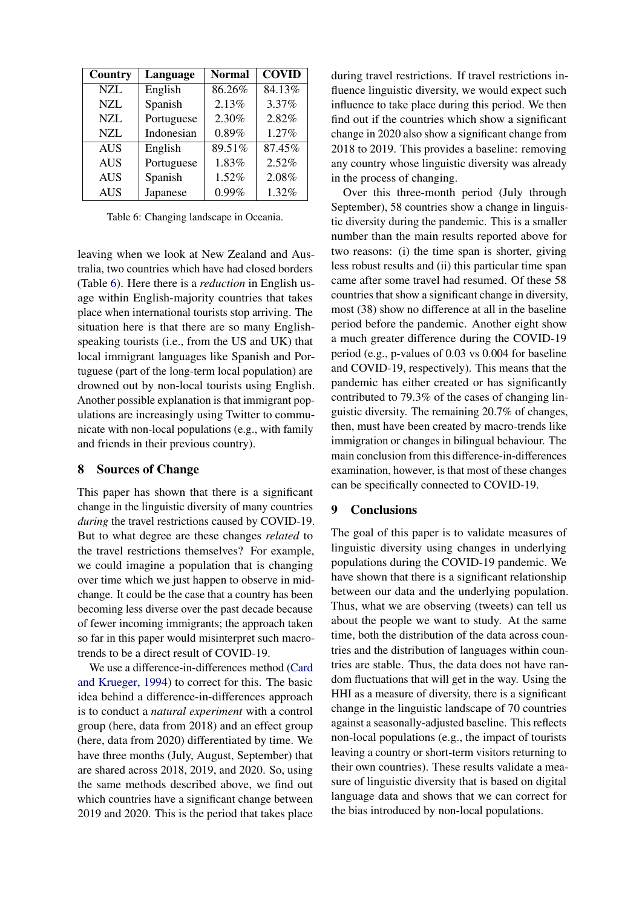| Country | Language | Normal | COVID |
|---|---|---|---|
| NZL | English | 86.26% | 84.13% |
| NZL | Spanish | 2.13% | 3.37% |
| NZL | Portuguese | 2.30% | 2.82% |
| NZL | Indonesian | 0.89% | 1.27% |
| AUS | English | 89.51% | 87.45% |
| AUS | Portuguese | 1.83% | 2.52% |
| AUS | Spanish | 1.52% | 2.08% |
| AUS | Japanese | 0.99% | 1.32% |

Table 6: Changing landscape in Oceania.

leaving when we look at New Zealand and Australia, two countries which have had closed borders (Table 6). Here there is a *reduction* in English usage within English-majority countries that takes place when international tourists stop arriving. The situation here is that there are so many English-speaking tourists (i.e., from the US and UK) that local immigrant languages like Spanish and Portuguese (part of the long-term local population) are drowned out by non-local tourists using English. Another possible explanation is that immigrant populations are increasingly using Twitter to communicate with non-local populations (e.g., with family and friends in their previous country).

## 8 Sources of Change

This paper has shown that there is a significant change in the linguistic diversity of many countries *during* the travel restrictions caused by COVID-19. But to what degree are these changes *related* to the travel restrictions themselves? For example, we could imagine a population that is changing over time which we just happen to observe in mid-change. It could be the case that a country has been becoming less diverse over the past decade because of fewer incoming immigrants; the approach taken so far in this paper would misinterpret such macro-trends to be a direct result of COVID-19.

We use a difference-in-differences method (Card and Krueger, 1994) to correct for this. The basic idea behind a difference-in-differences approach is to conduct a *natural experiment* with a control group (here, data from 2018) and an effect group (here, data from 2020) differentiated by time. We have three months (July, August, September) that are shared across 2018, 2019, and 2020. So, using the same methods described above, we find out which countries have a significant change between 2019 and 2020. This is the period that takes place during travel restrictions. If travel restrictions influence linguistic diversity, we would expect such influence to take place during this period. We then find out if the countries which show a significant change in 2020 also show a significant change from 2018 to 2019. This provides a baseline: removing any country whose linguistic diversity was already in the process of changing.

Over this three-month period (July through September), 58 countries show a change in linguistic diversity during the pandemic. This is a smaller number than the main results reported above for two reasons: (i) the time span is shorter, giving less robust results and (ii) this particular time span came after some travel had resumed. Of these 58 countries that show a significant change in diversity, most (38) show no difference at all in the baseline period before the pandemic. Another eight show a much greater difference during the COVID-19 period (e.g., p-values of 0.03 vs 0.004 for baseline and COVID-19, respectively). This means that the pandemic has either created or has significantly contributed to 79.3% of the cases of changing linguistic diversity. The remaining 20.7% of changes, then, must have been created by macro-trends like immigration or changes in bilingual behaviour. The main conclusion from this difference-in-differences examination, however, is that most of these changes can be specifically connected to COVID-19.

## 9 Conclusions

The goal of this paper is to validate measures of linguistic diversity using changes in underlying populations during the COVID-19 pandemic. We have shown that there is a significant relationship between our data and the underlying population. Thus, what we are observing (tweets) can tell us about the people we want to study. At the same time, both the distribution of the data across countries and the distribution of languages within countries are stable. Thus, the data does not have random fluctuations that will get in the way. Using the HHI as a measure of diversity, there is a significant change in the linguistic landscape of 70 countries against a seasonally-adjusted baseline. This reflects non-local populations (e.g., the impact of tourists leaving a country or short-term visitors returning to their own countries). These results validate a measure of linguistic diversity that is based on digital language data and shows that we can correct for the bias introduced by non-local populations.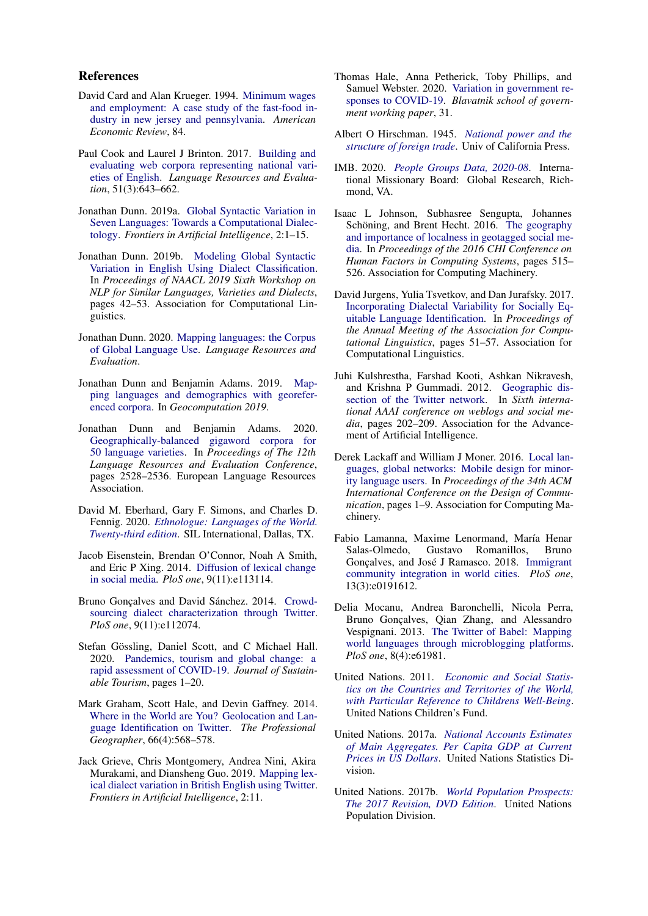## References

David Card and Alan Krueger. 1994. Minimum wages and employment: A case study of the fast-food industry in new jersey and pennsylvania. *American Economic Review*, 84.

Paul Cook and Laurel J Brinton. 2017. Building and evaluating web corpora representing national varieties of English. *Language Resources and Evaluation*, 51(3):643–662.

Jonathan Dunn. 2019a. Global Syntactic Variation in Seven Languages: Towards a Computational Dialectology. *Frontiers in Artificial Intelligence*, 2:1–15.

Jonathan Dunn. 2019b. Modeling Global Syntactic Variation in English Using Dialect Classification. In *Proceedings of NAACL 2019 Sixth Workshop on NLP for Similar Languages, Varieties and Dialects*, pages 42–53. Association for Computational Linguistics.

Jonathan Dunn. 2020. Mapping languages: the Corpus of Global Language Use. *Language Resources and Evaluation*.

Jonathan Dunn and Benjamin Adams. 2019. Mapping languages and demographics with georeferenced corpora. In *Geocomputation 2019*.

Jonathan Dunn and Benjamin Adams. 2020. Geographically-balanced gigaword corpora for 50 language varieties. In *Proceedings of The 12th Language Resources and Evaluation Conference*, pages 2528–2536. European Language Resources Association.

David M. Eberhard, Gary F. Simons, and Charles D. Fennig. 2020. *Ethnologue: Languages of the World. Twenty-third edition*. SIL International, Dallas, TX.

Jacob Eisenstein, Brendan O'Connor, Noah A Smith, and Eric P Xing. 2014. Diffusion of lexical change in social media. *PloS one*, 9(11):e113114.

Bruno Gonçalves and David Sánchez. 2014. Crowdsourcing dialect characterization through Twitter. *PloS one*, 9(11):e112074.

Stefan Gössling, Daniel Scott, and C Michael Hall. 2020. Pandemics, tourism and global change: a rapid assessment of COVID-19. *Journal of Sustainable Tourism*, pages 1–20.

Mark Graham, Scott Hale, and Devin Gaffney. 2014. Where in the World are You? Geolocation and Language Identification on Twitter. *The Professional Geographer*, 66(4):568–578.

Jack Grieve, Chris Montgomery, Andrea Nini, Akira Murakami, and Diansheng Guo. 2019. Mapping lexical dialect variation in British English using Twitter. *Frontiers in Artificial Intelligence*, 2:11.

Thomas Hale, Anna Petherick, Toby Phillips, and Samuel Webster. 2020. Variation in government responses to COVID-19. *Blavatnik school of government working paper*, 31.

Albert O Hirschman. 1945. *National power and the structure of foreign trade*. Univ of California Press.

IMB. 2020. *People Groups Data, 2020-08*. International Missionary Board: Global Research, Richmond, VA.

Isaac L Johnson, Subhasree Sengupta, Johannes Schöning, and Brent Hecht. 2016. The geography and importance of localness in geotagged social media. In *Proceedings of the 2016 CHI Conference on Human Factors in Computing Systems*, pages 515–526. Association for Computing Machinery.

David Jurgens, Yulia Tsvetkov, and Dan Jurafsky. 2017. Incorporating Dialectal Variability for Socially Equitable Language Identification. In *Proceedings of the Annual Meeting of the Association for Computational Linguistics*, pages 51–57. Association for Computational Linguistics.

Juhi Kulshrestha, Farshad Kooti, Ashkan Nikravesh, and Krishna P Gummadi. 2012. Geographic dissection of the Twitter network. In *Sixth international AAAI conference on weblogs and social media*, pages 202–209. Association for the Advancement of Artificial Intelligence.

Derek Lackaff and William J Moner. 2016. Local languages, global networks: Mobile design for minority language users. In *Proceedings of the 34th ACM International Conference on the Design of Communication*, pages 1–9. Association for Computing Machinery.

Fabio Lamanna, Maxime Lenormand, María Henar Salas-Olmedo, Gustavo Romanillos, Bruno Gonçalves, and José J Ramasco. 2018. Immigrant community integration in world cities. *PloS one*, 13(3):e0191612.

Delia Mocanu, Andrea Baronchelli, Nicola Perra, Bruno Gonçalves, Qian Zhang, and Alessandro Vespignani. 2013. The Twitter of Babel: Mapping world languages through microblogging platforms. *PloS one*, 8(4):e61981.

United Nations. 2011. *Economic and Social Statistics on the Countries and Territories of the World, with Particular Reference to Childrens Well-Being*. United Nations Children's Fund.

United Nations. 2017a. *National Accounts Estimates of Main Aggregates. Per Capita GDP at Current Prices in US Dollars*. United Nations Statistics Division.

United Nations. 2017b. *World Population Prospects: The 2017 Revision, DVD Edition*. United Nations Population Division.